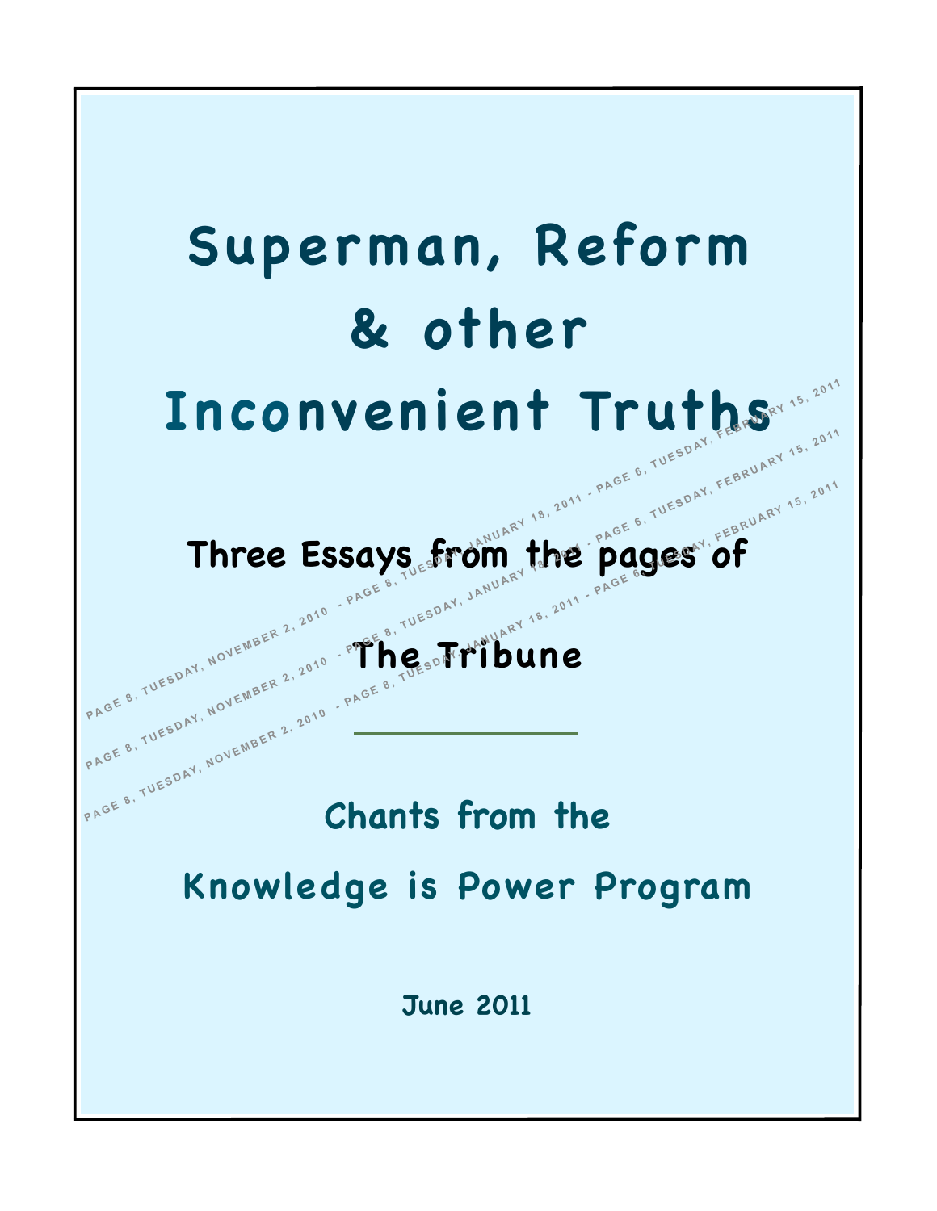# Superman, Reform & other Inconvenient Truths

PAGE 8, TUESDAY, NOVEMBER 2, 2010 - PAGE 8, TUESDAY, JANUARY 18, 2011 - PAGE 6, TUESDAY, FEBRUARY 15, 2011

## Three Essays from the pages of The Tribune

---

## Chants from the Knowledge is Power Program

**June 2011**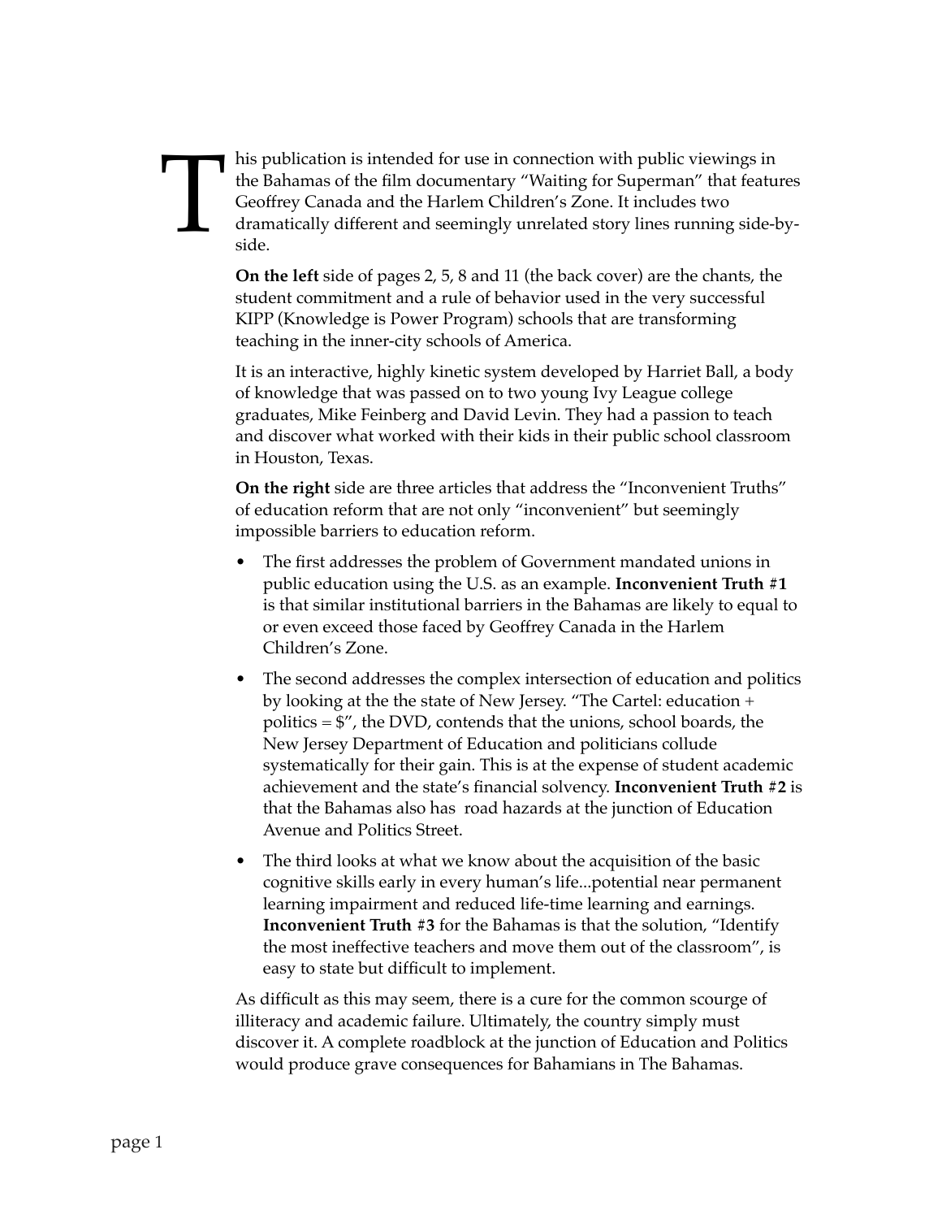This publication is intended for use in connection with public viewings in the Bahamas of the film documentary "Waiting for Superman" that features Geoffrey Canada and the Harlem Children's Zone. It includes two dramatically different and seemingly unrelated story lines running side-by-side.

**On the left** side of pages 2, 5, 8 and 11 (the back cover) are the chants, the student commitment and a rule of behavior used in the very successful KIPP (Knowledge is Power Program) schools that are transforming teaching in the inner-city schools of America.

It is an interactive, highly kinetic system developed by Harriet Ball, a body of knowledge that was passed on to two young Ivy League college graduates, Mike Feinberg and David Levin. They had a passion to teach and discover what worked with their kids in their public school classroom in Houston, Texas.

**On the right** side are three articles that address the "Inconvenient Truths" of education reform that are not only "inconvenient" but seemingly impossible barriers to education reform.

- The first addresses the problem of Government mandated unions in public education using the U.S. as an example. **Inconvenient Truth #1** is that similar institutional barriers in the Bahamas are likely to equal to or even exceed those faced by Geoffrey Canada in the Harlem Children's Zone.
- The second addresses the complex intersection of education and politics by looking at the the state of New Jersey. "The Cartel: education + politics = $", the DVD, contends that the unions, school boards, the New Jersey Department of Education and politicians collude systematically for their gain. This is at the expense of student academic achievement and the state's financial solvency. **Inconvenient Truth #2** is that the Bahamas also has road hazards at the junction of Education Avenue and Politics Street.
- The third looks at what we know about the acquisition of the basic cognitive skills early in every human's life...potential near permanent learning impairment and reduced life-time learning and earnings. **Inconvenient Truth #3** for the Bahamas is that the solution, "Identify the most ineffective teachers and move them out of the classroom", is easy to state but difficult to implement.

As difficult as this may seem, there is a cure for the common scourge of illiteracy and academic failure. Ultimately, the country simply must discover it. A complete roadblock at the junction of Education and Politics would produce grave consequences for Bahamians in The Bahamas.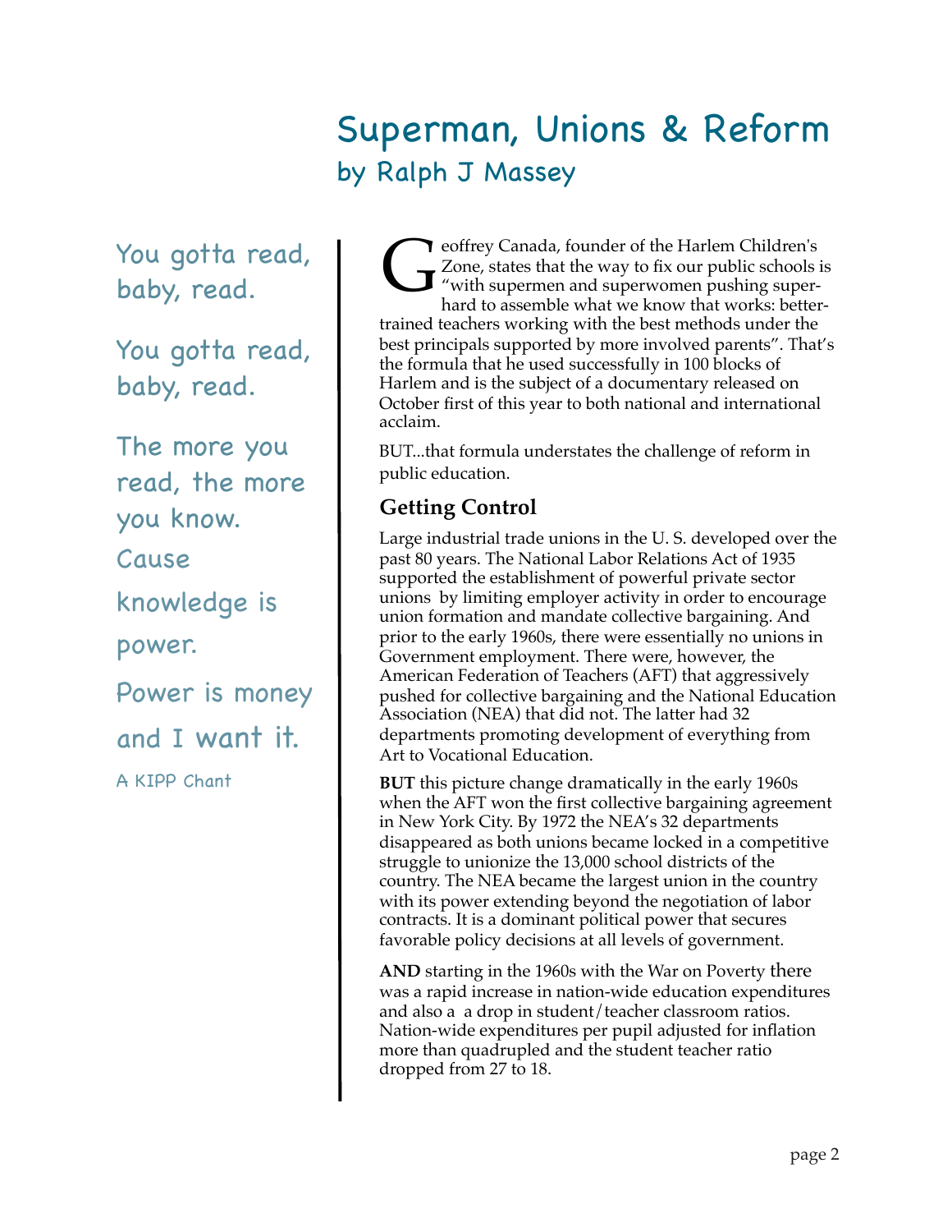# Superman, Unions & Reform

## by Ralph J Massey

You gotta read, baby, read.

You gotta read, baby, read.

The more you read, the more you know.

Cause knowledge is power.

Power is money and I want it.

A KIPP Chant

Geoffrey Canada, founder of the Harlem Children's Zone, states that the way to fix our public schools is "with supermen and superwomen pushing super-hard to assemble what we know that works: better-trained teachers working with the best methods under the best principals supported by more involved parents". That's the formula that he used successfully in 100 blocks of Harlem and is the subject of a documentary released on October first of this year to both national and international acclaim.

BUT...that formula understates the challenge of reform in public education.

### Getting Control

Large industrial trade unions in the U. S. developed over the past 80 years. The National Labor Relations Act of 1935 supported the establishment of powerful private sector unions by limiting employer activity in order to encourage union formation and mandate collective bargaining. And prior to the early 1960s, there were essentially no unions in Government employment. There were, however, the American Federation of Teachers (AFT) that aggressively pushed for collective bargaining and the National Education Association (NEA) that did not. The latter had 32 departments promoting development of everything from Art to Vocational Education.

**BUT** this picture change dramatically in the early 1960s when the AFT won the first collective bargaining agreement in New York City. By 1972 the NEA's 32 departments disappeared as both unions became locked in a competitive struggle to unionize the 13,000 school districts of the country. The NEA became the largest union in the country with its power extending beyond the negotiation of labor contracts. It is a dominant political power that secures favorable policy decisions at all levels of government.

**AND** starting in the 1960s with the War on Poverty there was a rapid increase in nation-wide education expenditures and also a a drop in student/teacher classroom ratios. Nation-wide expenditures per pupil adjusted for inflation more than quadrupled and the student teacher ratio dropped from 27 to 18.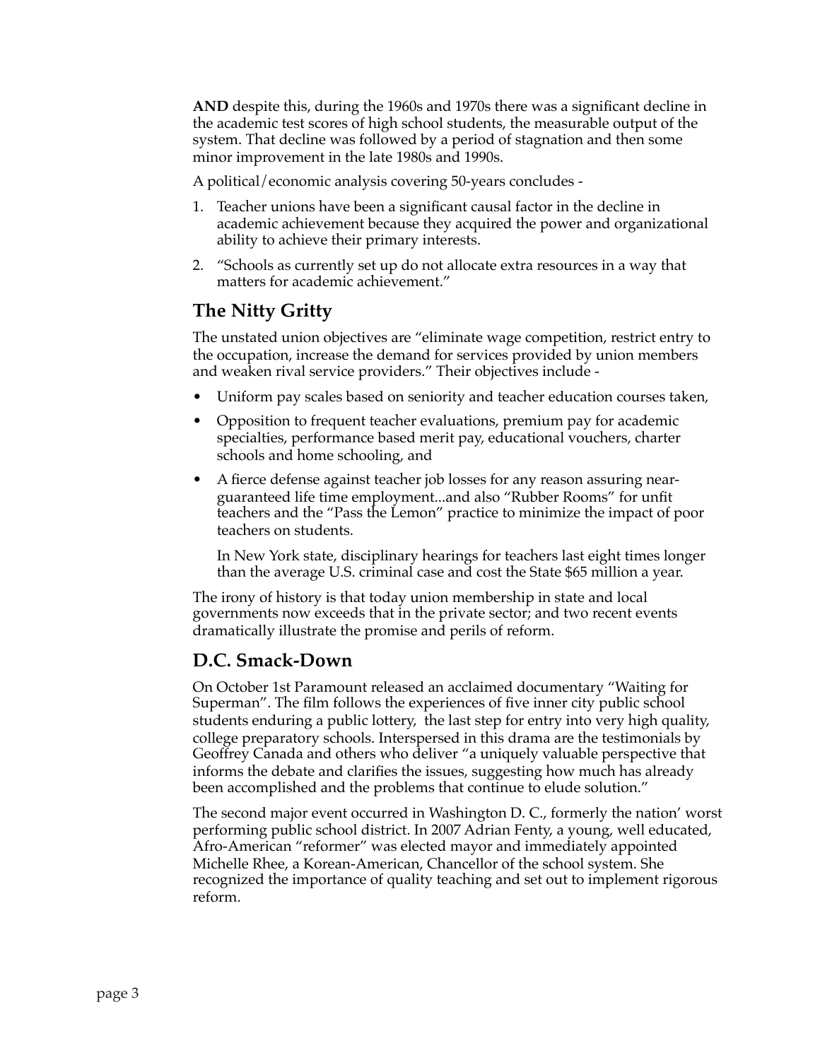**AND** despite this, during the 1960s and 1970s there was a significant decline in the academic test scores of high school students, the measurable output of the system. That decline was followed by a period of stagnation and then some minor improvement in the late 1980s and 1990s.

A political/economic analysis covering 50-years concludes -

1. Teacher unions have been a significant causal factor in the decline in academic achievement because they acquired the power and organizational ability to achieve their primary interests.
2. "Schools as currently set up do not allocate extra resources in a way that matters for academic achievement."

## The Nitty Gritty

The unstated union objectives are "eliminate wage competition, restrict entry to the occupation, increase the demand for services provided by union members and weaken rival service providers." Their objectives include -

- Uniform pay scales based on seniority and teacher education courses taken,
- Opposition to frequent teacher evaluations, premium pay for academic specialties, performance based merit pay, educational vouchers, charter schools and home schooling, and
- A fierce defense against teacher job losses for any reason assuring near-guaranteed life time employment...and also "Rubber Rooms" for unfit teachers and the "Pass the Lemon" practice to minimize the impact of poor teachers on students.

  In New York state, disciplinary hearings for teachers last eight times longer than the average U.S. criminal case and cost the State $65 million a year.

The irony of history is that today union membership in state and local governments now exceeds that in the private sector; and two recent events dramatically illustrate the promise and perils of reform.

## D.C. Smack-Down

On October 1st Paramount released an acclaimed documentary "Waiting for Superman". The film follows the experiences of five inner city public school students enduring a public lottery, the last step for entry into very high quality, college preparatory schools. Interspersed in this drama are the testimonials by Geoffrey Canada and others who deliver "a uniquely valuable perspective that informs the debate and clarifies the issues, suggesting how much has already been accomplished and the problems that continue to elude solution."

The second major event occurred in Washington D. C., formerly the nation' worst performing public school district. In 2007 Adrian Fenty, a young, well educated, Afro-American "reformer" was elected mayor and immediately appointed Michelle Rhee, a Korean-American, Chancellor of the school system. She recognized the importance of quality teaching and set out to implement rigorous reform.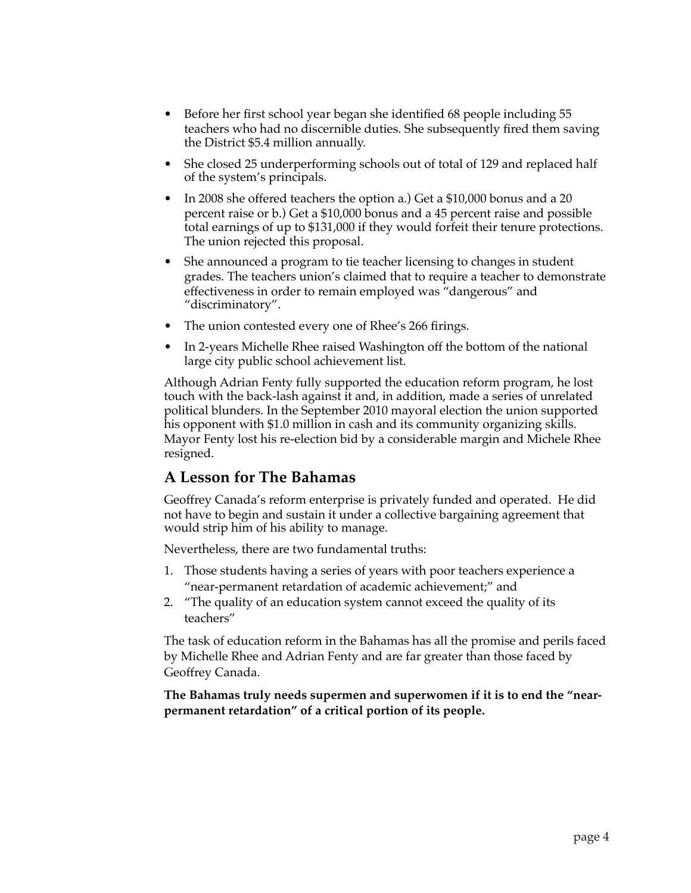- Before her first school year began she identified 68 people including 55 teachers who had no discernible duties. She subsequently fired them saving the District $5.4 million annually.
- She closed 25 underperforming schools out of total of 129 and replaced half of the system's principals.
- In 2008 she offered teachers the option a.) Get a $10,000 bonus and a 20 percent raise or b.) Get a $10,000 bonus and a 45 percent raise and possible total earnings of up to $131,000 if they would forfeit their tenure protections. The union rejected this proposal.
- She announced a program to tie teacher licensing to changes in student grades. The teachers union's claimed that to require a teacher to demonstrate effectiveness in order to remain employed was "dangerous" and "discriminatory".
- The union contested every one of Rhee's 266 firings.
- In 2-years Michelle Rhee raised Washington off the bottom of the national large city public school achievement list.

Although Adrian Fenty fully supported the education reform program, he lost touch with the back-lash against it and, in addition, made a series of unrelated political blunders. In the September 2010 mayoral election the union supported his opponent with $1.0 million in cash and its community organizing skills. Mayor Fenty lost his re-election bid by a considerable margin and Michele Rhee resigned.

## A Lesson for The Bahamas

Geoffrey Canada's reform enterprise is privately funded and operated. He did not have to begin and sustain it under a collective bargaining agreement that would strip him of his ability to manage.

Nevertheless, there are two fundamental truths:

1. Those students having a series of years with poor teachers experience a "near-permanent retardation of academic achievement;" and
2. "The quality of an education system cannot exceed the quality of its teachers"

The task of education reform in the Bahamas has all the promise and perils faced by Michelle Rhee and Adrian Fenty and are far greater than those faced by Geoffrey Canada.

**The Bahamas truly needs supermen and superwomen if it is to end the "near-permanent retardation" of a critical portion of its people.**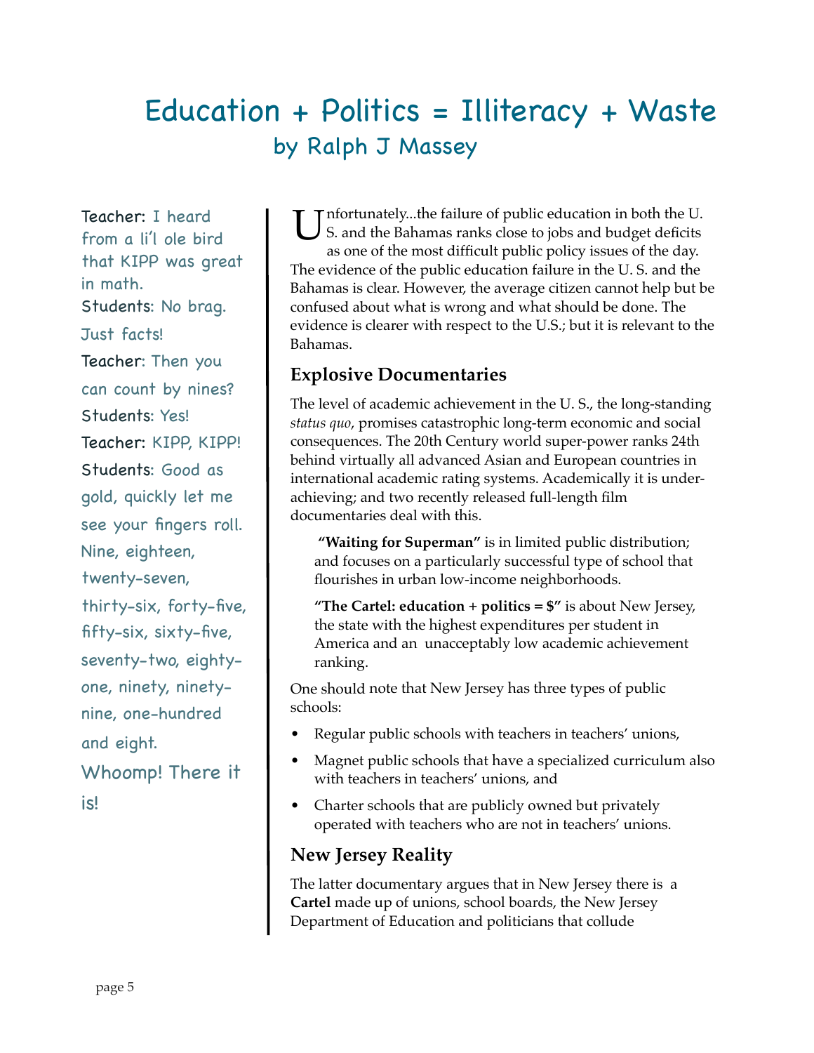# Education + Politics = Illiteracy + Waste

## by Ralph J Massey

Teacher: I heard from a li'l ole bird that KIPP was great in math.

Students: No brag. Just facts!

Teacher: Then you can count by nines?

Students: Yes!

Teacher: KIPP, KIPP!

Students: Good as gold, quickly let me see your fingers roll. Nine, eighteen, twenty-seven, thirty-six, forty-five, fifty-six, sixty-five, seventy-two, eighty-one, ninety, ninety-nine, one-hundred and eight.

Whoomp! There it is!

Unfortunately...the failure of public education in both the U. S. and the Bahamas ranks close to jobs and budget deficits as one of the most difficult public policy issues of the day. The evidence of the public education failure in the U. S. and the Bahamas is clear. However, the average citizen cannot help but be confused about what is wrong and what should be done. The evidence is clearer with respect to the U.S.; but it is relevant to the Bahamas.

### Explosive Documentaries

The level of academic achievement in the U. S., the long-standing *status quo*, promises catastrophic long-term economic and social consequences. The 20th Century world super-power ranks 24th behind virtually all advanced Asian and European countries in international academic rating systems. Academically it is under-achieving; and two recently released full-length film documentaries deal with this.

> **"Waiting for Superman"** is in limited public distribution; and focuses on a particularly successful type of school that flourishes in urban low-income neighborhoods.
>
> **"The Cartel: education + politics = $"** is about New Jersey, the state with the highest expenditures per student in America and an unacceptably low academic achievement ranking.

One should note that New Jersey has three types of public schools:

- Regular public schools with teachers in teachers' unions,
- Magnet public schools that have a specialized curriculum also with teachers in teachers' unions, and
- Charter schools that are publicly owned but privately operated with teachers who are not in teachers' unions.

### New Jersey Reality

The latter documentary argues that in New Jersey there is a **Cartel** made up of unions, school boards, the New Jersey Department of Education and politicians that collude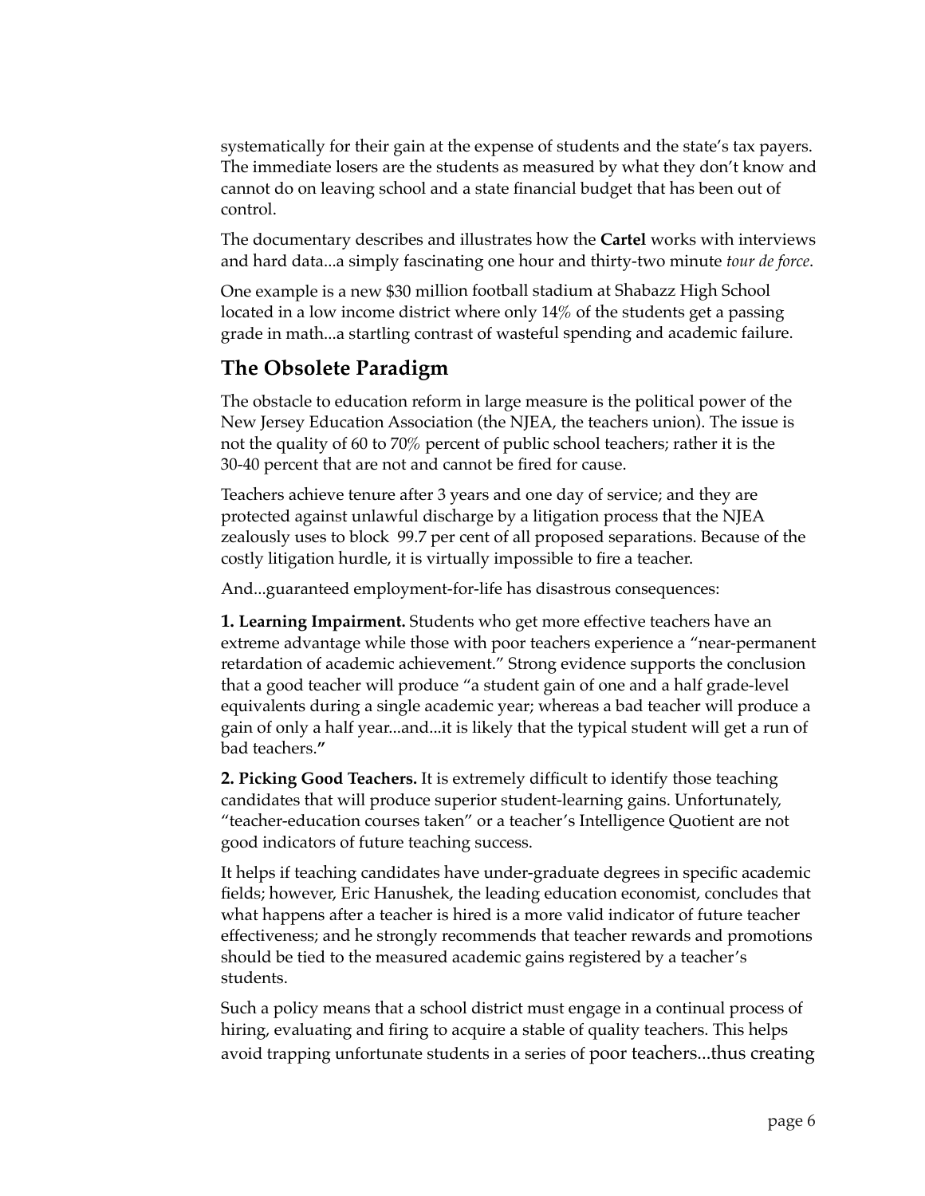systematically for their gain at the expense of students and the state's tax payers. The immediate losers are the students as measured by what they don't know and cannot do on leaving school and a state financial budget that has been out of control.

The documentary describes and illustrates how the **Cartel** works with interviews and hard data...a simply fascinating one hour and thirty-two minute *tour de force*.

One example is a new $30 million football stadium at Shabazz High School located in a low income district where only 14% of the students get a passing grade in math...a startling contrast of wasteful spending and academic failure.

## The Obsolete Paradigm

The obstacle to education reform in large measure is the political power of the New Jersey Education Association (the NJEA, the teachers union). The issue is not the quality of 60 to 70% percent of public school teachers; rather it is the 30-40 percent that are not and cannot be fired for cause.

Teachers achieve tenure after 3 years and one day of service; and they are protected against unlawful discharge by a litigation process that the NJEA zealously uses to block 99.7 per cent of all proposed separations. Because of the costly litigation hurdle, it is virtually impossible to fire a teacher.

And...guaranteed employment-for-life has disastrous consequences:

**1. Learning Impairment.** Students who get more effective teachers have an extreme advantage while those with poor teachers experience a "near-permanent retardation of academic achievement." Strong evidence supports the conclusion that a good teacher will produce "a student gain of one and a half grade-level equivalents during a single academic year; whereas a bad teacher will produce a gain of only a half year...and...it is likely that the typical student will get a run of bad teachers."

**2. Picking Good Teachers.** It is extremely difficult to identify those teaching candidates that will produce superior student-learning gains. Unfortunately, "teacher-education courses taken" or a teacher's Intelligence Quotient are not good indicators of future teaching success.

It helps if teaching candidates have under-graduate degrees in specific academic fields; however, Eric Hanushek, the leading education economist, concludes that what happens after a teacher is hired is a more valid indicator of future teacher effectiveness; and he strongly recommends that teacher rewards and promotions should be tied to the measured academic gains registered by a teacher's students.

Such a policy means that a school district must engage in a continual process of hiring, evaluating and firing to acquire a stable of quality teachers. This helps avoid trapping unfortunate students in a series of poor teachers...thus creating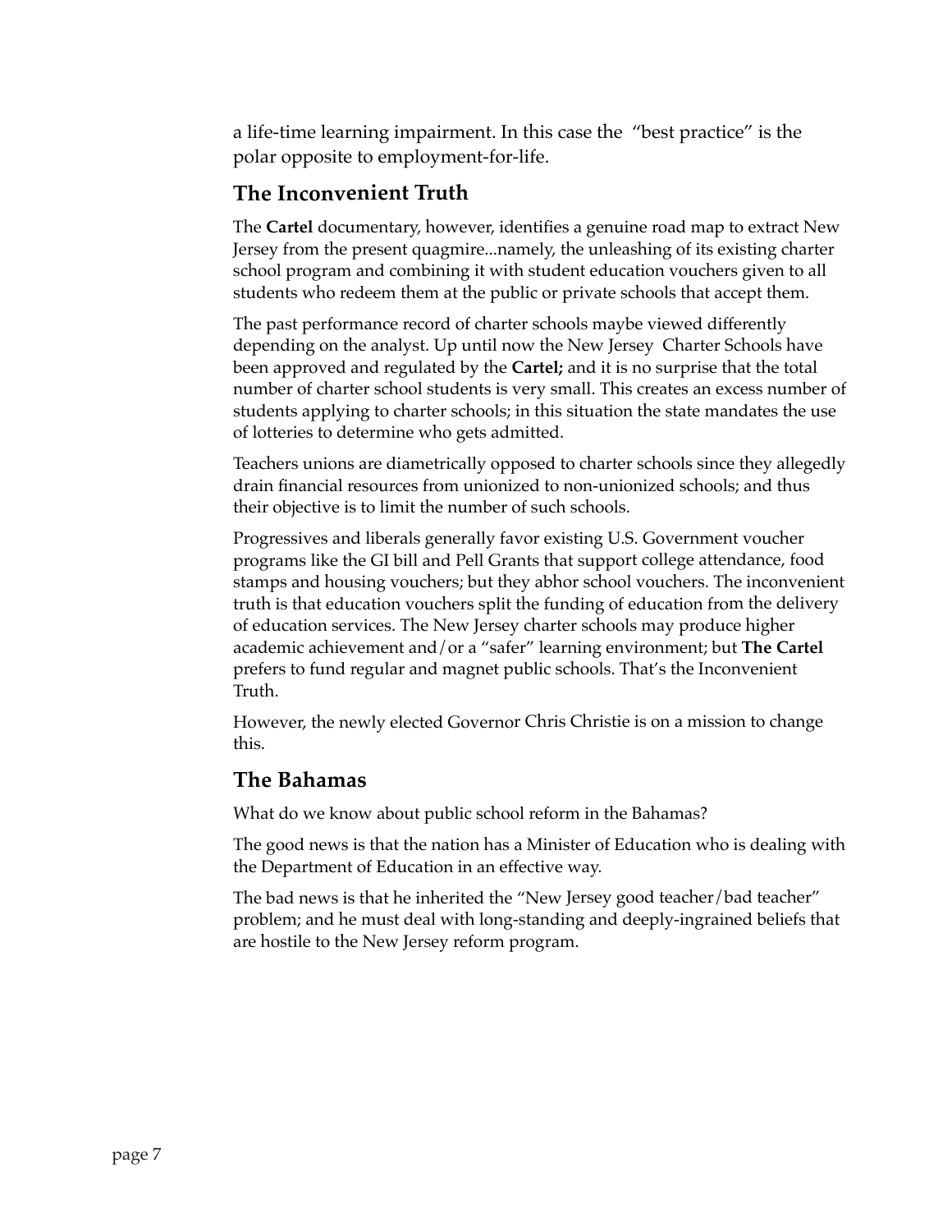a life-time learning impairment. In this case the "best practice" is the polar opposite to employment-for-life.

## The Inconvenient Truth

The **Cartel** documentary, however, identifies a genuine road map to extract New Jersey from the present quagmire...namely, the unleashing of its existing charter school program and combining it with student education vouchers given to all students who redeem them at the public or private schools that accept them.

The past performance record of charter schools maybe viewed differently depending on the analyst. Up until now the New Jersey Charter Schools have been approved and regulated by the **Cartel;** and it is no surprise that the total number of charter school students is very small. This creates an excess number of students applying to charter schools; in this situation the state mandates the use of lotteries to determine who gets admitted.

Teachers unions are diametrically opposed to charter schools since they allegedly drain financial resources from unionized to non-unionized schools; and thus their objective is to limit the number of such schools.

Progressives and liberals generally favor existing U.S. Government voucher programs like the GI bill and Pell Grants that support college attendance, food stamps and housing vouchers; but they abhor school vouchers. The inconvenient truth is that education vouchers split the funding of education from the delivery of education services. The New Jersey charter schools may produce higher academic achievement and/or a "safer" learning environment; but **The Cartel** prefers to fund regular and magnet public schools. That's the Inconvenient Truth.

However, the newly elected Governor Chris Christie is on a mission to change this.

## The Bahamas

What do we know about public school reform in the Bahamas?

The good news is that the nation has a Minister of Education who is dealing with the Department of Education in an effective way.

The bad news is that he inherited the "New Jersey good teacher/bad teacher" problem; and he must deal with long-standing and deeply-ingrained beliefs that are hostile to the New Jersey reform program.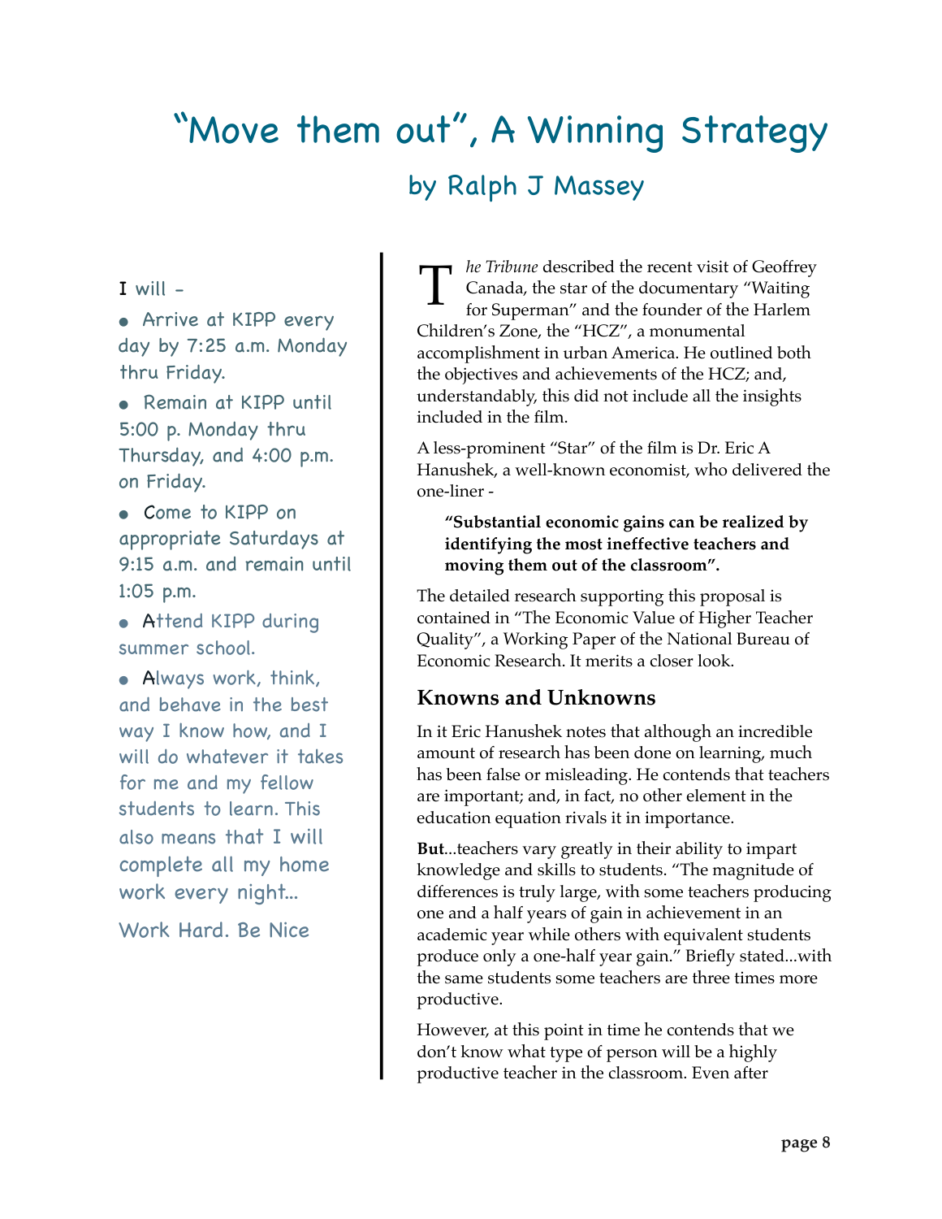# "Move them out", A Winning Strategy

## by Ralph J Massey

I will -

- Arrive at KIPP every day by 7:25 a.m. Monday thru Friday.
- Remain at KIPP until 5:00 p. Monday thru Thursday, and 4:00 p.m. on Friday.
- Come to KIPP on appropriate Saturdays at 9:15 a.m. and remain until 1:05 p.m.
- Attend KIPP during summer school.
- Always work, think, and behave in the best way I know how, and I will do whatever it takes for me and my fellow students to learn. This also means that I will complete all my home work every night...

Work Hard. Be Nice

*The Tribune* described the recent visit of Geoffrey Canada, the star of the documentary "Waiting for Superman" and the founder of the Harlem Children's Zone, the "HCZ", a monumental accomplishment in urban America. He outlined both the objectives and achievements of the HCZ; and, understandably, this did not include all the insights included in the film.

A less-prominent "Star" of the film is Dr. Eric A Hanushek, a well-known economist, who delivered the one-liner -

> **"Substantial economic gains can be realized by identifying the most ineffective teachers and moving them out of the classroom".**

The detailed research supporting this proposal is contained in "The Economic Value of Higher Teacher Quality", a Working Paper of the National Bureau of Economic Research. It merits a closer look.

### Knowns and Unknowns

In it Eric Hanushek notes that although an incredible amount of research has been done on learning, much has been false or misleading. He contends that teachers are important; and, in fact, no other element in the education equation rivals it in importance.

**But**...teachers vary greatly in their ability to impart knowledge and skills to students. "The magnitude of differences is truly large, with some teachers producing one and a half years of gain in achievement in an academic year while others with equivalent students produce only a one-half year gain." Briefly stated...with the same students some teachers are three times more productive.

However, at this point in time he contends that we don't know what type of person will be a highly productive teacher in the classroom. Even after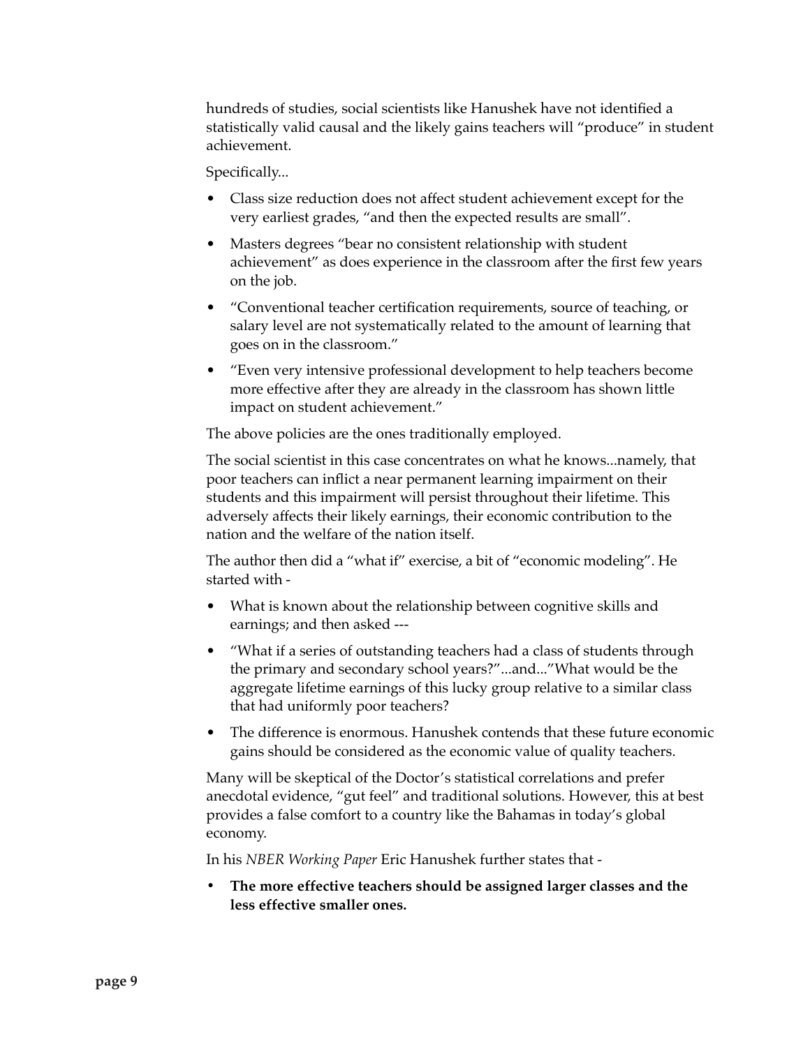hundreds of studies, social scientists like Hanushek have not identified a statistically valid causal and the likely gains teachers will "produce" in student achievement.

Specifically...

- Class size reduction does not affect student achievement except for the very earliest grades, "and then the expected results are small".
- Masters degrees "bear no consistent relationship with student achievement" as does experience in the classroom after the first few years on the job.
- "Conventional teacher certification requirements, source of teaching, or salary level are not systematically related to the amount of learning that goes on in the classroom."
- "Even very intensive professional development to help teachers become more effective after they are already in the classroom has shown little impact on student achievement."

The above policies are the ones traditionally employed.

The social scientist in this case concentrates on what he knows...namely, that poor teachers can inflict a near permanent learning impairment on their students and this impairment will persist throughout their lifetime. This adversely affects their likely earnings, their economic contribution to the nation and the welfare of the nation itself.

The author then did a "what if" exercise, a bit of "economic modeling". He started with -

- What is known about the relationship between cognitive skills and earnings; and then asked ---
- "What if a series of outstanding teachers had a class of students through the primary and secondary school years?"...and..."What would be the aggregate lifetime earnings of this lucky group relative to a similar class that had uniformly poor teachers?
- The difference is enormous. Hanushek contends that these future economic gains should be considered as the economic value of quality teachers.

Many will be skeptical of the Doctor's statistical correlations and prefer anecdotal evidence, "gut feel" and traditional solutions. However, this at best provides a false comfort to a country like the Bahamas in today's global economy.

In his *NBER Working Paper* Eric Hanushek further states that -

- **The more effective teachers should be assigned larger classes and the less effective smaller ones.**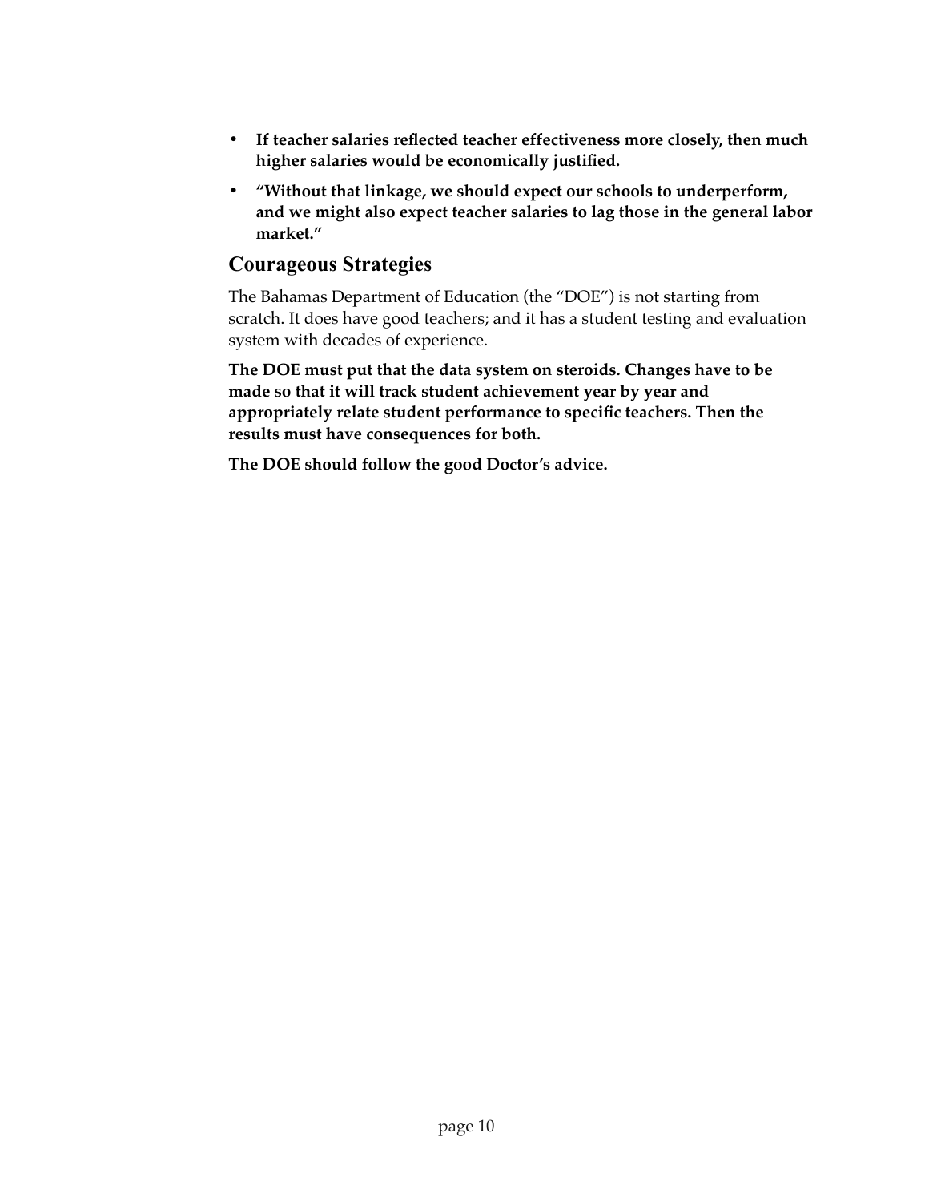- **If teacher salaries reflected teacher effectiveness more closely, then much higher salaries would be economically justified.**
- **"Without that linkage, we should expect our schools to underperform, and we might also expect teacher salaries to lag those in the general labor market."**

## Courageous Strategies

The Bahamas Department of Education (the "DOE") is not starting from scratch. It does have good teachers; and it has a student testing and evaluation system with decades of experience.

**The DOE must put that the data system on steroids. Changes have to be made so that it will track student achievement year by year and appropriately relate student performance to specific teachers. Then the results must have consequences for both.**

**The DOE should follow the good Doctor's advice.**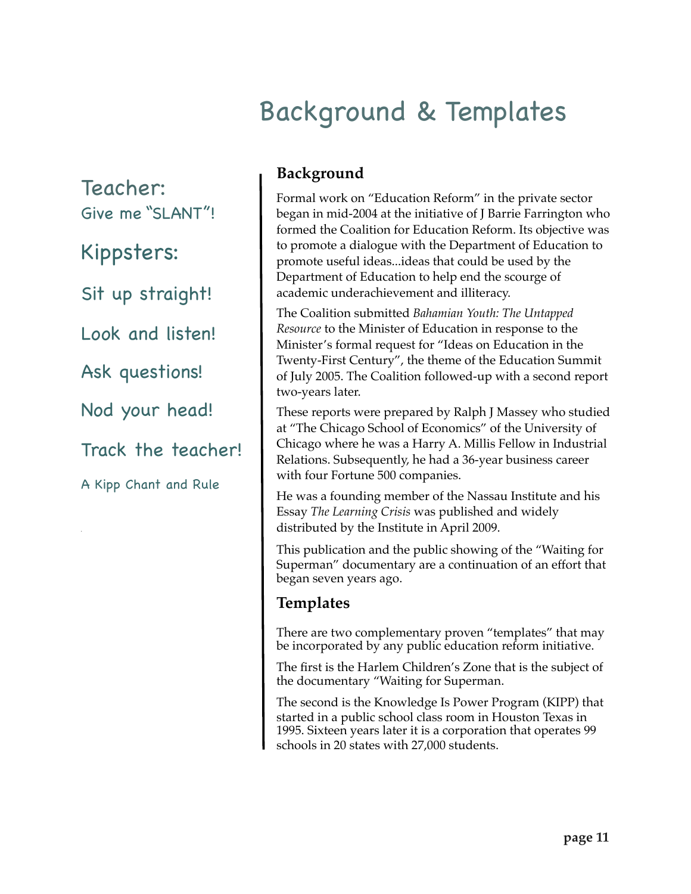# Background & Templates

Teacher:
Give me "SLANT"!

Kippsters:

Sit up straight!

Look and listen!

Ask questions!

Nod your head!

Track the teacher!

A Kipp Chant and Rule

## Background

Formal work on "Education Reform" in the private sector began in mid-2004 at the initiative of J Barrie Farrington who formed the Coalition for Education Reform. Its objective was to promote a dialogue with the Department of Education to promote useful ideas...ideas that could be used by the Department of Education to help end the scourge of academic underachievement and illiteracy.

The Coalition submitted *Bahamian Youth: The Untapped Resource* to the Minister of Education in response to the Minister's formal request for "Ideas on Education in the Twenty-First Century", the theme of the Education Summit of July 2005. The Coalition followed-up with a second report two-years later.

These reports were prepared by Ralph J Massey who studied at "The Chicago School of Economics" of the University of Chicago where he was a Harry A. Millis Fellow in Industrial Relations. Subsequently, he had a 36-year business career with four Fortune 500 companies.

He was a founding member of the Nassau Institute and his Essay *The Learning Crisis* was published and widely distributed by the Institute in April 2009.

This publication and the public showing of the "Waiting for Superman" documentary are a continuation of an effort that began seven years ago.

## Templates

There are two complementary proven "templates" that may be incorporated by any public education reform initiative.

The first is the Harlem Children's Zone that is the subject of the documentary "Waiting for Superman.

The second is the Knowledge Is Power Program (KIPP) that started in a public school class room in Houston Texas in 1995. Sixteen years later it is a corporation that operates 99 schools in 20 states with 27,000 students.